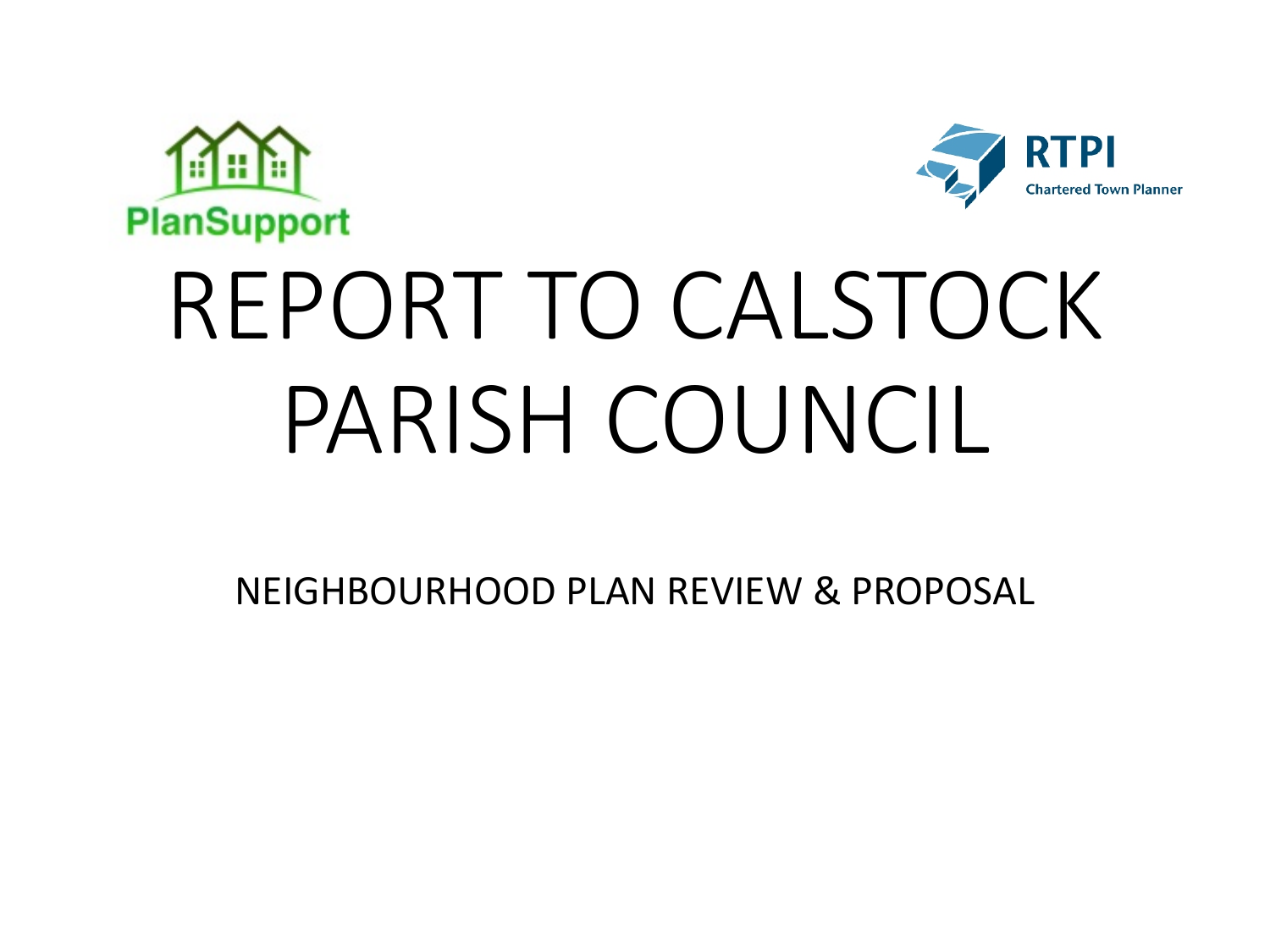PlanSupport

RTPI Chartered Town Planner

# REPORT TO CALSTOCK PARISH COUNCIL

NEIGHBOURHOOD PLAN REVIEW & PROPOSAL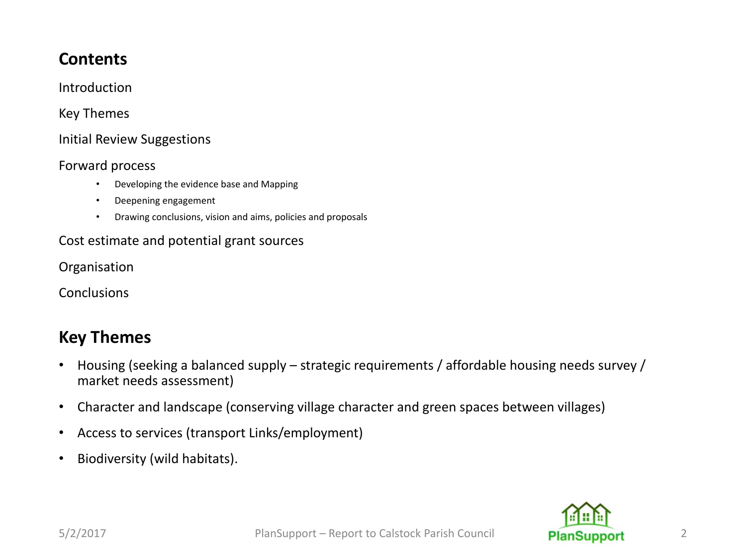## Contents

Introduction

Key Themes

Initial Review Suggestions

Forward process

- Developing the evidence base and Mapping
- Deepening engagement
- Drawing conclusions, vision and aims, policies and proposals

Cost estimate and potential grant sources

Organisation

Conclusions

## Key Themes

- Housing (seeking a balanced supply – strategic requirements / affordable housing needs survey / market needs assessment)
- Character and landscape (conserving village character and green spaces between villages)
- Access to services (transport Links/employment)
- Biodiversity (wild habitats).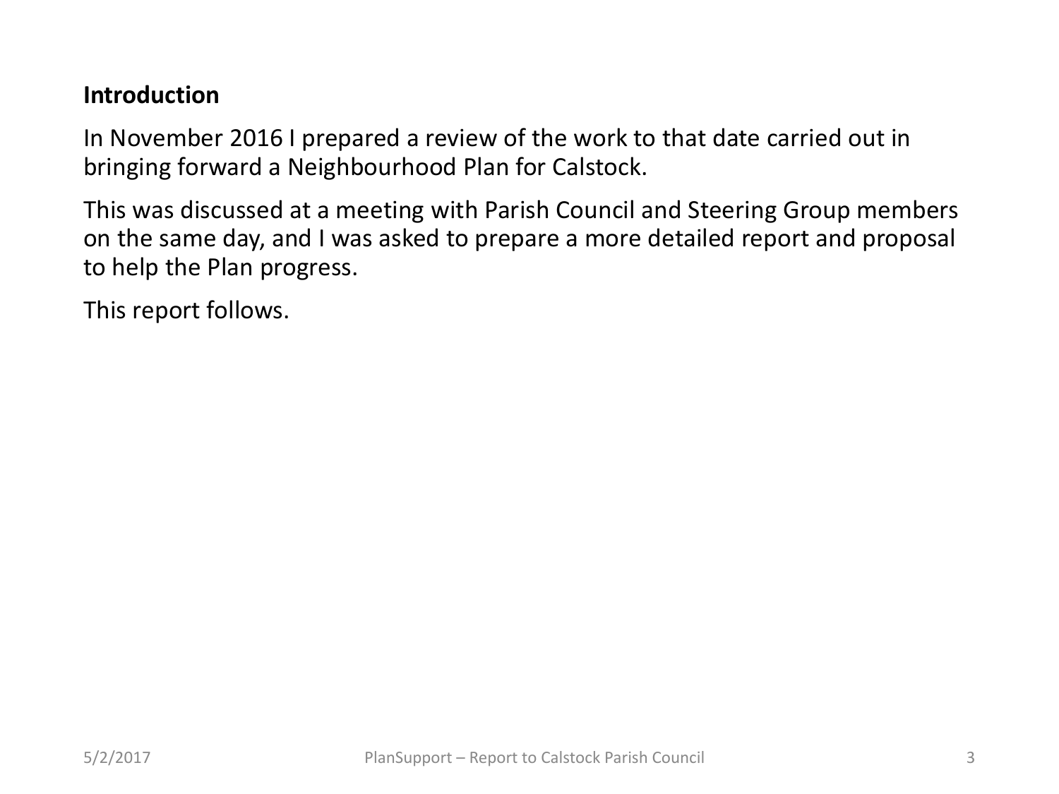## Introduction

In November 2016 I prepared a review of the work to that date carried out in bringing forward a Neighbourhood Plan for Calstock.

This was discussed at a meeting with Parish Council and Steering Group members on the same day, and I was asked to prepare a more detailed report and proposal to help the Plan progress.

This report follows.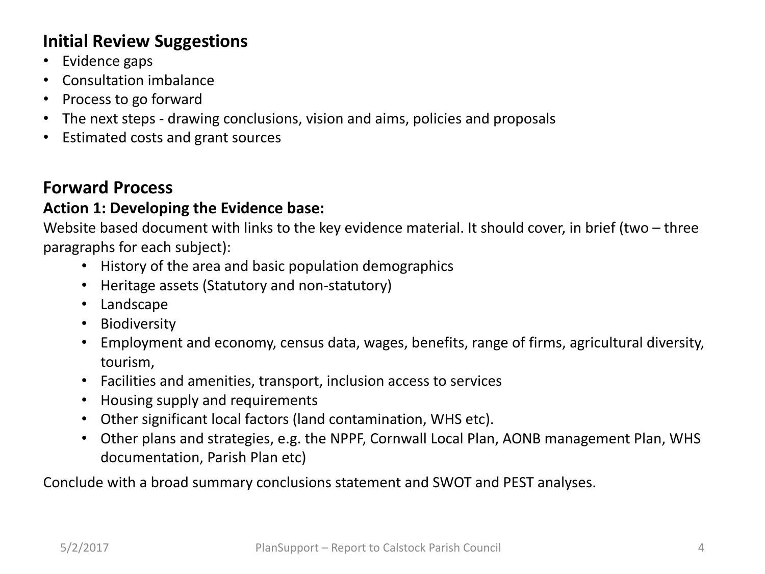## Initial Review Suggestions

- Evidence gaps
- Consultation imbalance
- Process to go forward
- The next steps - drawing conclusions, vision and aims, policies and proposals
- Estimated costs and grant sources

## Forward Process

### Action 1: Developing the Evidence base:

Website based document with links to the key evidence material. It should cover, in brief (two – three paragraphs for each subject):

- History of the area and basic population demographics
- Heritage assets (Statutory and non-statutory)
- Landscape
- Biodiversity
- Employment and economy, census data, wages, benefits, range of firms, agricultural diversity, tourism,
- Facilities and amenities, transport, inclusion access to services
- Housing supply and requirements
- Other significant local factors (land contamination, WHS etc).
- Other plans and strategies, e.g. the NPPF, Cornwall Local Plan, AONB management Plan, WHS documentation, Parish Plan etc)

Conclude with a broad summary conclusions statement and SWOT and PEST analyses.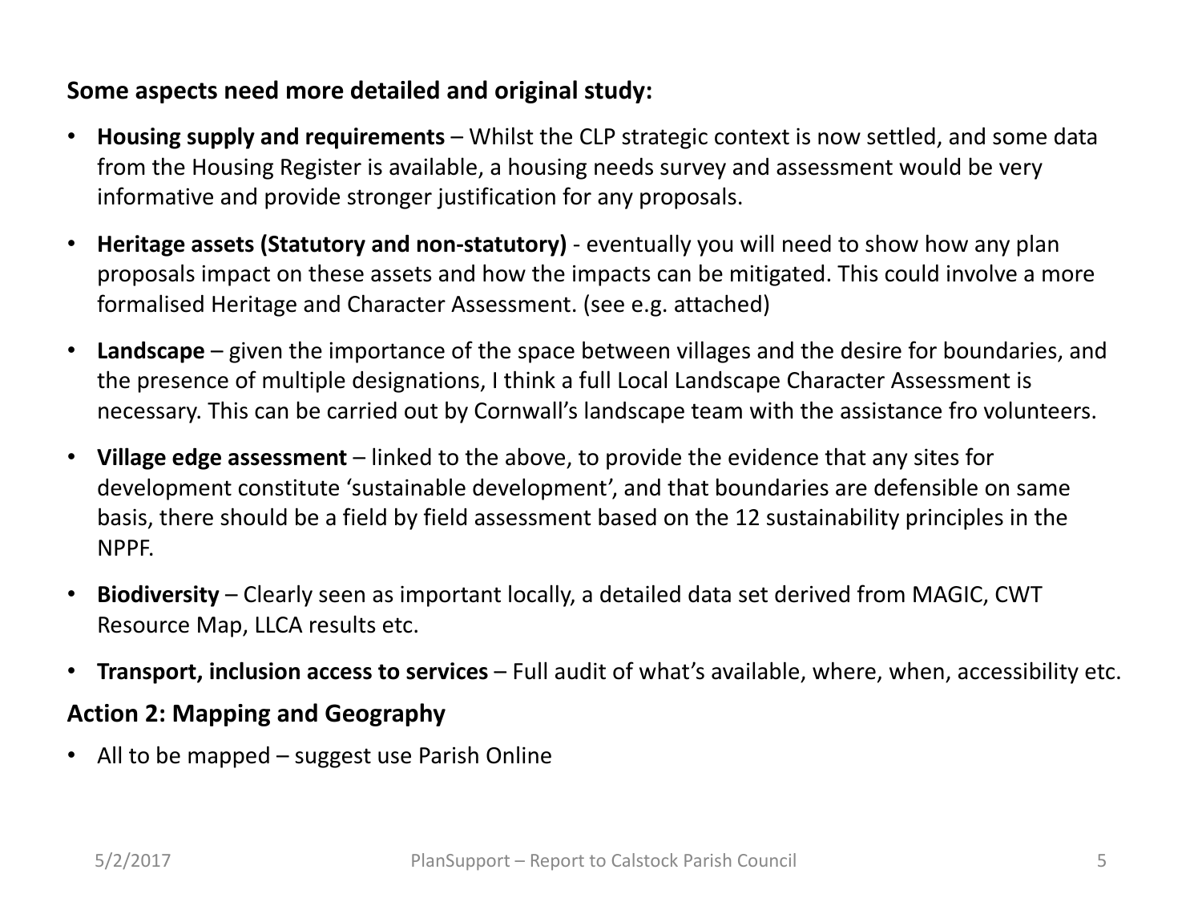**Some aspects need more detailed and original study:**

- **Housing supply and requirements** – Whilst the CLP strategic context is now settled, and some data from the Housing Register is available, a housing needs survey and assessment would be very informative and provide stronger justification for any proposals.
- **Heritage assets (Statutory and non-statutory)** - eventually you will need to show how any plan proposals impact on these assets and how the impacts can be mitigated. This could involve a more formalised Heritage and Character Assessment. (see e.g. attached)
- **Landscape** – given the importance of the space between villages and the desire for boundaries, and the presence of multiple designations, I think a full Local Landscape Character Assessment is necessary. This can be carried out by Cornwall's landscape team with the assistance fro volunteers.
- **Village edge assessment** – linked to the above, to provide the evidence that any sites for development constitute 'sustainable development', and that boundaries are defensible on same basis, there should be a field by field assessment based on the 12 sustainability principles in the NPPF.
- **Biodiversity** – Clearly seen as important locally, a detailed data set derived from MAGIC, CWT Resource Map, LLCA results etc.
- **Transport, inclusion access to services** – Full audit of what's available, where, when, accessibility etc.

**Action 2: Mapping and Geography**

- All to be mapped – suggest use Parish Online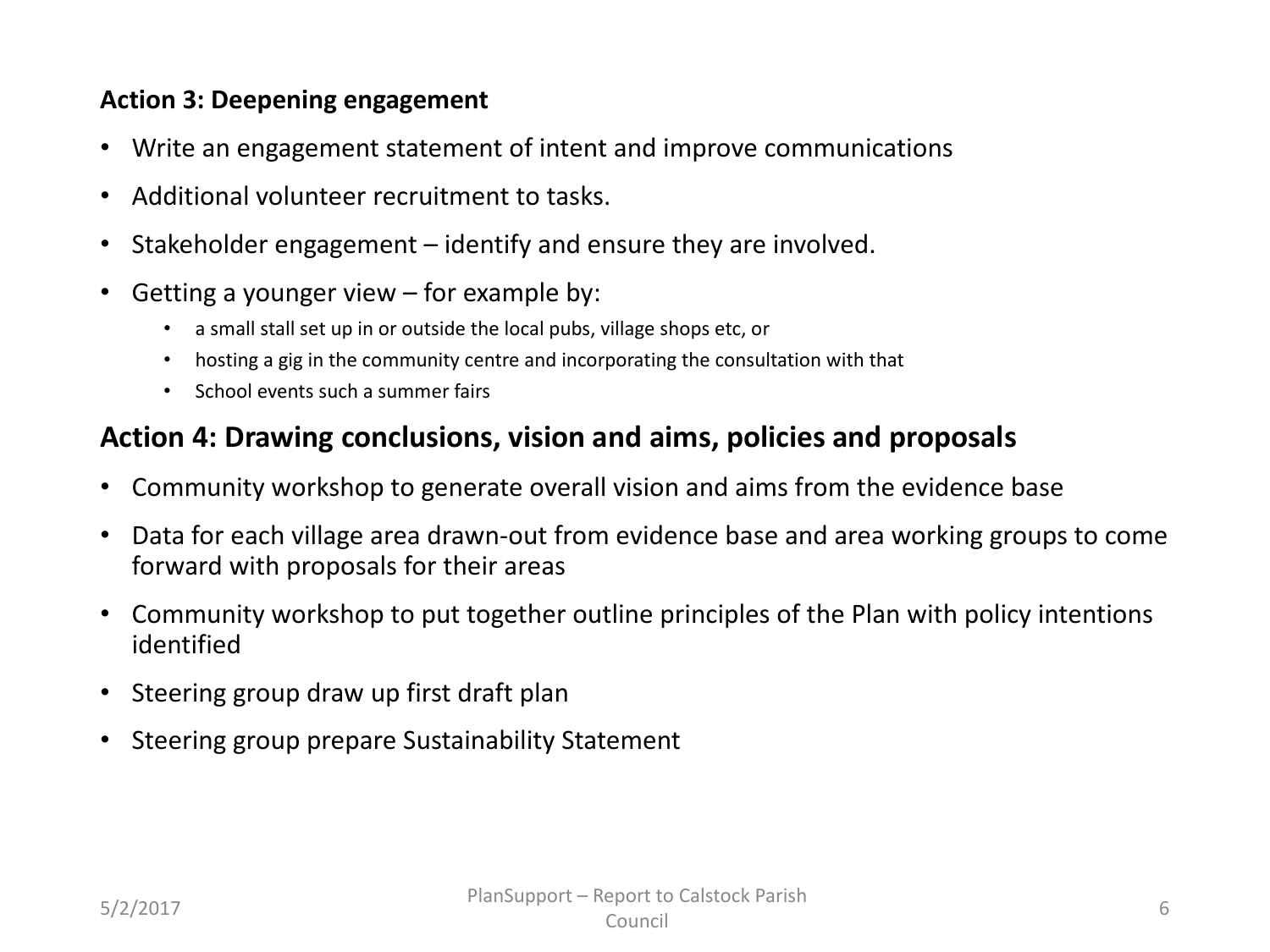**Action 3: Deepening engagement**

- Write an engagement statement of intent and improve communications
- Additional volunteer recruitment to tasks.
- Stakeholder engagement – identify and ensure they are involved.
- Getting a younger view – for example by:
  - a small stall set up in or outside the local pubs, village shops etc, or
  - hosting a gig in the community centre and incorporating the consultation with that
  - School events such a summer fairs

## Action 4: Drawing conclusions, vision and aims, policies and proposals

- Community workshop to generate overall vision and aims from the evidence base
- Data for each village area drawn-out from evidence base and area working groups to come forward with proposals for their areas
- Community workshop to put together outline principles of the Plan with policy intentions identified
- Steering group draw up first draft plan
- Steering group prepare Sustainability Statement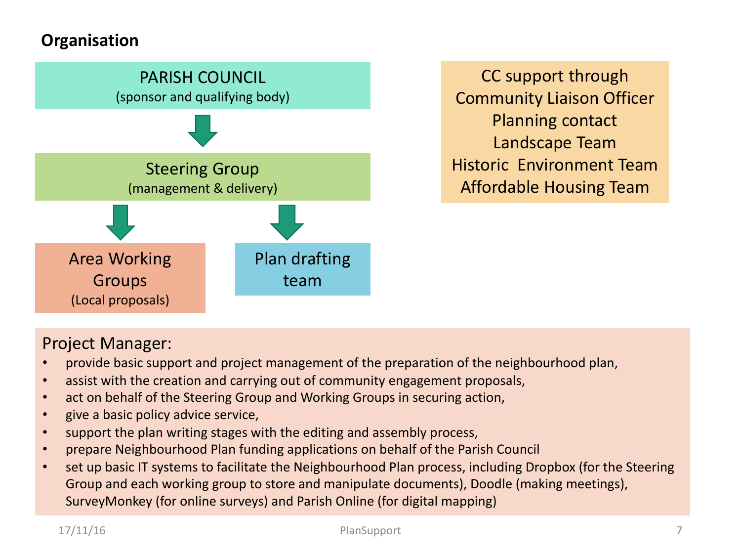## Organisation

**PARISH COUNCIL**
(sponsor and qualifying body)

↓

**Steering Group**
(management & delivery)

↓

**Area Working Groups**
(Local proposals)

**Plan drafting team**

CC support through
Community Liaison Officer
Planning contact
Landscape Team
Historic Environment Team
Affordable Housing Team

Project Manager:

- provide basic support and project management of the preparation of the neighbourhood plan,
- assist with the creation and carrying out of community engagement proposals,
- act on behalf of the Steering Group and Working Groups in securing action,
- give a basic policy advice service,
- support the plan writing stages with the editing and assembly process,
- prepare Neighbourhood Plan funding applications on behalf of the Parish Council
- set up basic IT systems to facilitate the Neighbourhood Plan process, including Dropbox (for the Steering Group and each working group to store and manipulate documents), Doodle (making meetings), SurveyMonkey (for online surveys) and Parish Online (for digital mapping)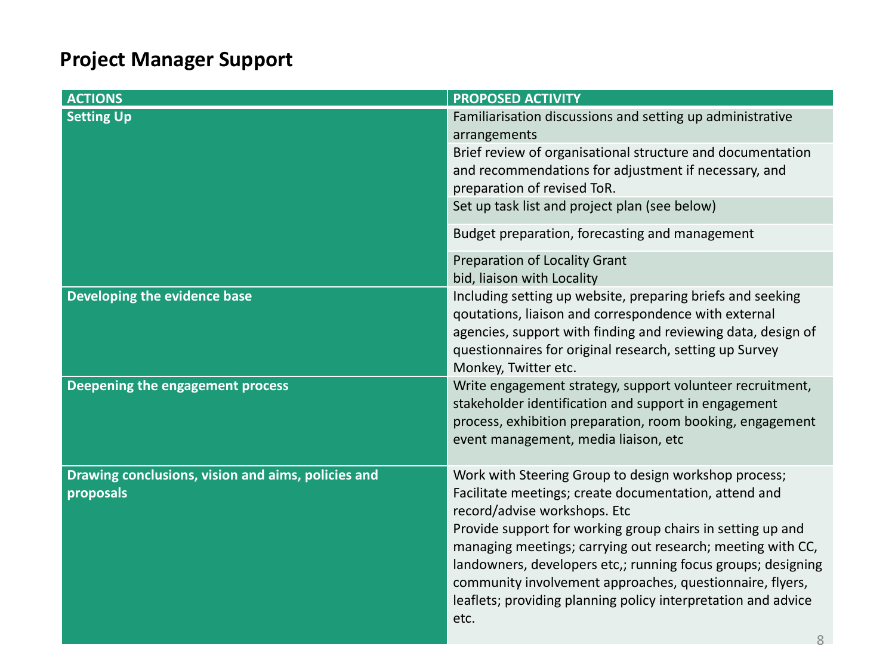## Project Manager Support

| ACTIONS | PROPOSED ACTIVITY |
| --- | --- |
| **Setting Up** | Familiarisation discussions and setting up administrative arrangements |
| | Brief review of organisational structure and documentation and recommendations for adjustment if necessary, and preparation of revised ToR. |
| | Set up task list and project plan (see below) |
| | Budget preparation, forecasting and management |
| | Preparation of Locality Grant bid, liaison with Locality |
| **Developing the evidence base** | Including setting up website, preparing briefs and seeking qoutations, liaison and correspondence with external agencies, support with finding and reviewing data, design of questionnaires for original research, setting up Survey Monkey, Twitter etc. |
| **Deepening the engagement process** | Write engagement strategy, support volunteer recruitment, stakeholder identification and support in engagement process, exhibition preparation, room booking, engagement event management, media liaison, etc |
| **Drawing conclusions, vision and aims, policies and proposals** | Work with Steering Group to design workshop process; Facilitate meetings; create documentation, attend and record/advise workshops. Etc<br>Provide support for working group chairs in setting up and managing meetings; carrying out research; meeting with CC, landowners, developers etc,; running focus groups; designing community involvement approaches, questionnaire, flyers, leaflets; providing planning policy interpretation and advice etc. |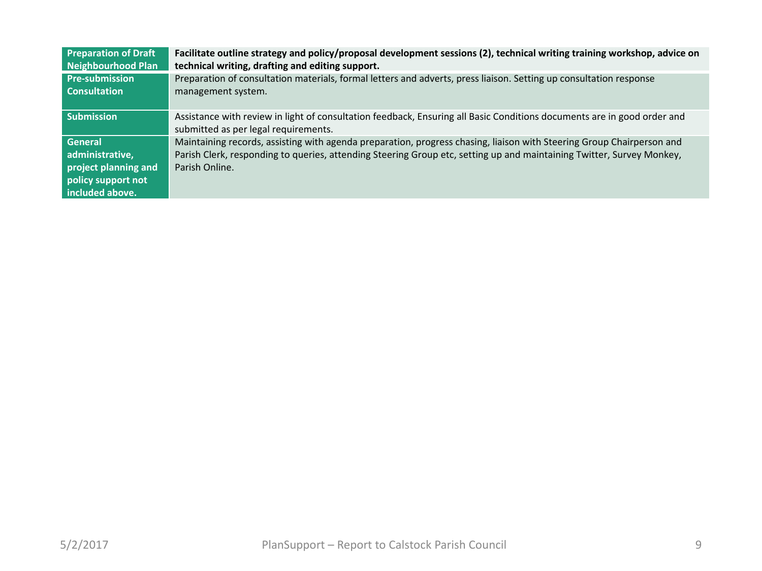| | |
|---|---|
| **Preparation of Draft Neighbourhood Plan** | **Facilitate outline strategy and policy/proposal development sessions (2), technical writing training workshop, advice on technical writing, drafting and editing support.** |
| **Pre-submission Consultation** | Preparation of consultation materials, formal letters and adverts, press liaison. Setting up consultation response management system. |
| **Submission** | Assistance with review in light of consultation feedback, Ensuring all Basic Conditions documents are in good order and submitted as per legal requirements. |
| **General administrative, project planning and policy support not included above.** | Maintaining records, assisting with agenda preparation, progress chasing, liaison with Steering Group Chairperson and Parish Clerk, responding to queries, attending Steering Group etc, setting up and maintaining Twitter, Survey Monkey, Parish Online. |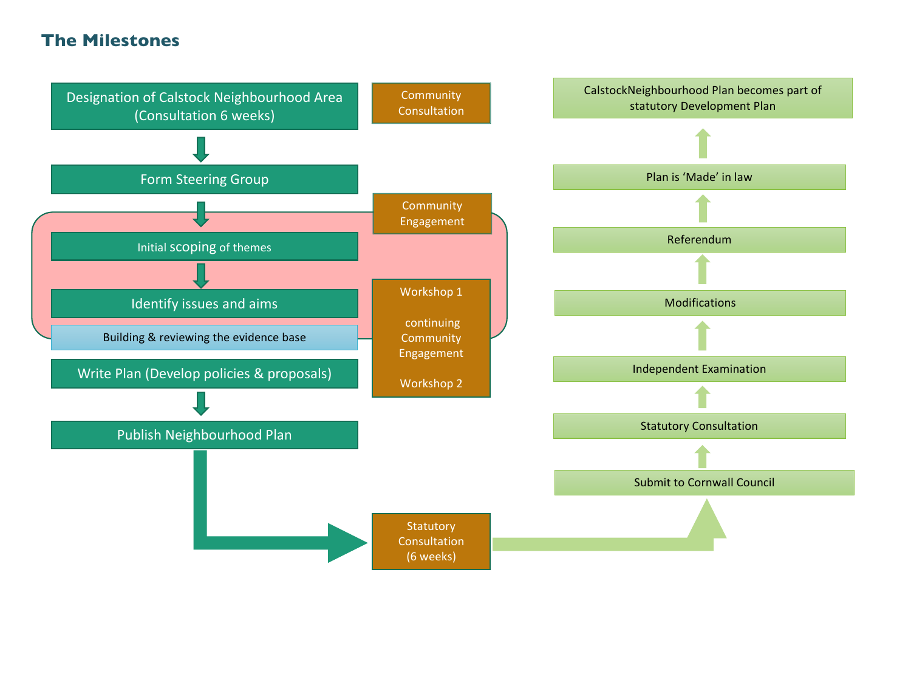## The Milestones

- Designation of Calstock Neighbourhood Area (Consultation 6 weeks)
- Form Steering Group
- Initial scoping of themes
- Identify issues and aims
- Building & reviewing the evidence base
- Write Plan (Develop policies & proposals)
- Publish Neighbourhood Plan

Community Consultation

Community Engagement

Workshop 1

continuing Community Engagement

Workshop 2

Statutory Consultation (6 weeks)

- Submit to Cornwall Council
- Statutory Consultation
- Independent Examination
- Modifications
- Referendum
- Plan is 'Made' in law
- CalstockNeighbourhood Plan becomes part of statutory Development Plan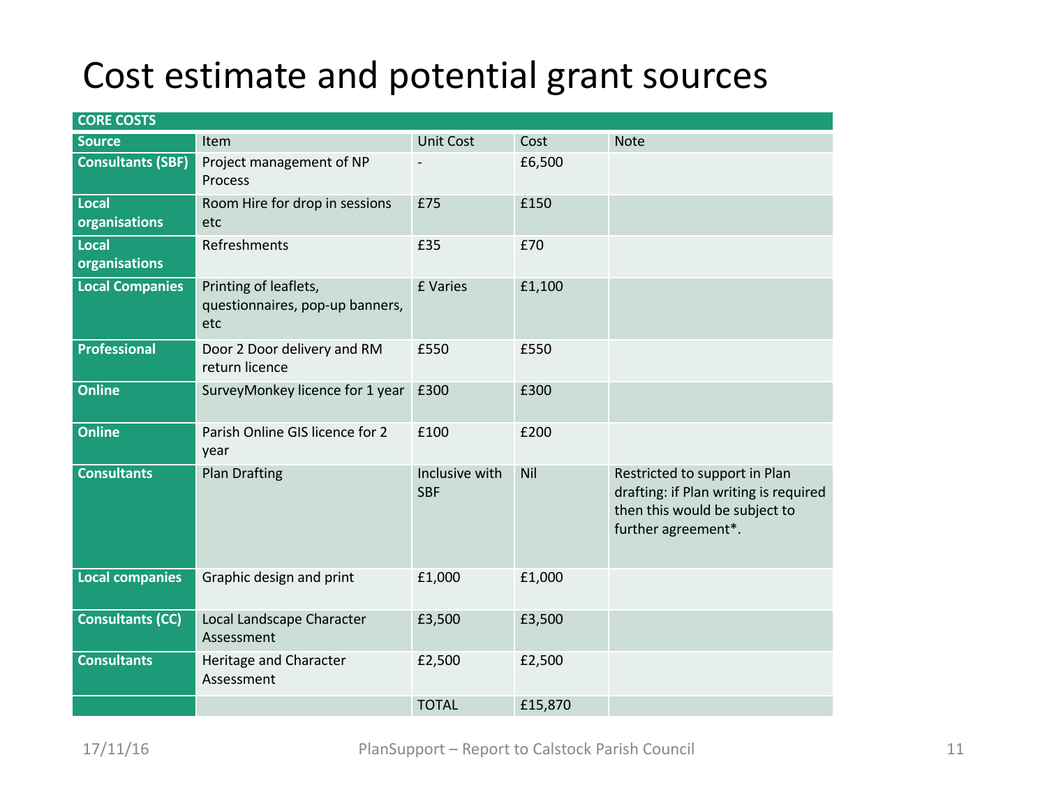# Cost estimate and potential grant sources

| CORE COSTS | | | | |
|---|---|---|---|---|
| **Source** | Item | Unit Cost | Cost | Note |
| **Consultants (SBF)** | Project management of NP Process | - | £6,500 | |
| **Local organisations** | Room Hire for drop in sessions etc | £75 | £150 | |
| **Local organisations** | Refreshments | £35 | £70 | |
| **Local Companies** | Printing of leaflets, questionnaires, pop-up banners, etc | £ Varies | £1,100 | |
| **Professional** | Door 2 Door delivery and RM return licence | £550 | £550 | |
| **Online** | SurveyMonkey licence for 1 year | £300 | £300 | |
| **Online** | Parish Online GIS licence for 2 year | £100 | £200 | |
| **Consultants** | Plan Drafting | Inclusive with SBF | Nil | Restricted to support in Plan drafting: if Plan writing is required then this would be subject to further agreement*. |
| **Local companies** | Graphic design and print | £1,000 | £1,000 | |
| **Consultants (CC)** | Local Landscape Character Assessment | £3,500 | £3,500 | |
| **Consultants** | Heritage and Character Assessment | £2,500 | £2,500 | |
| | | TOTAL | £15,870 | |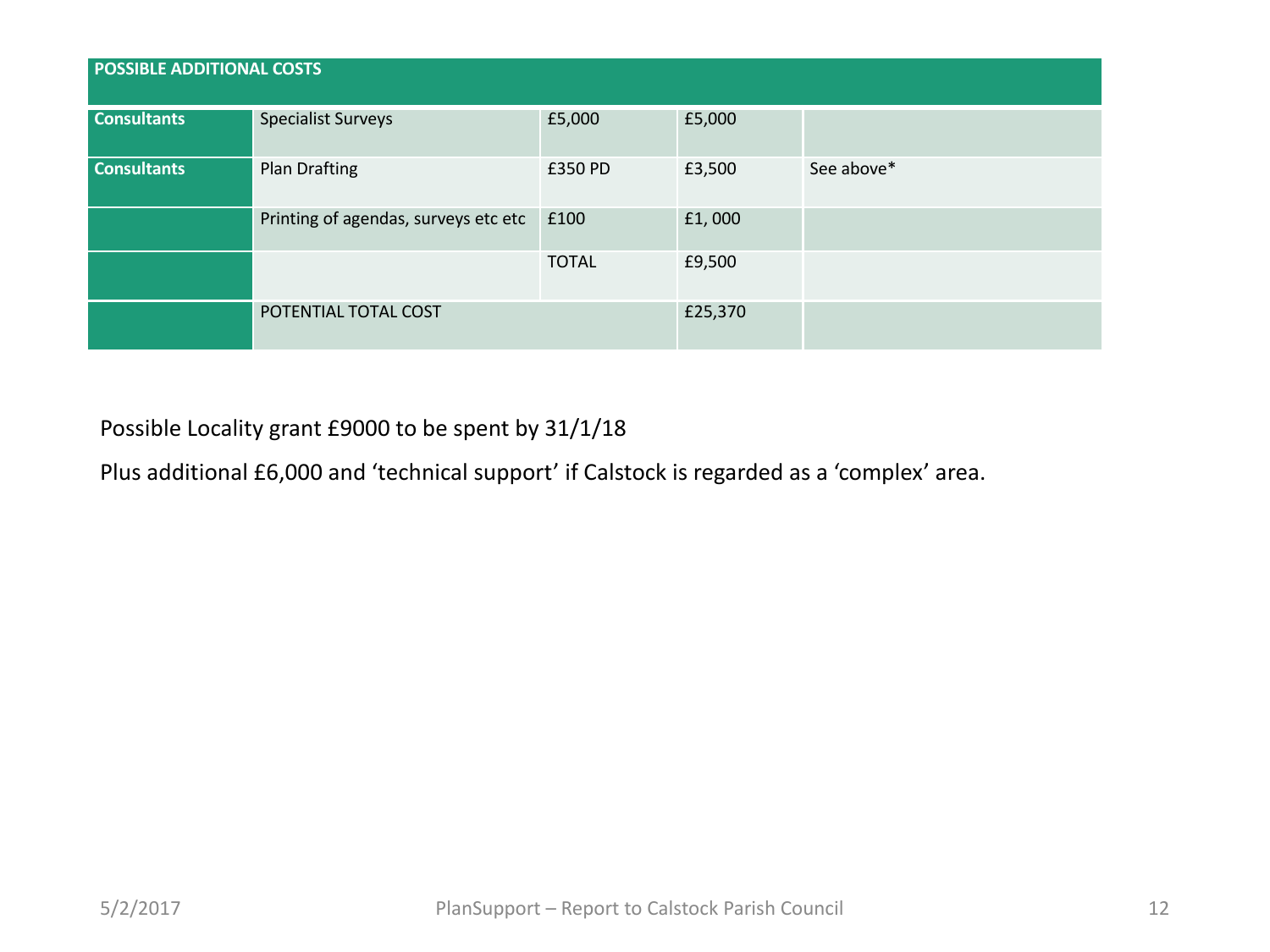| POSSIBLE ADDITIONAL COSTS | | | | |
|---|---|---|---|---|
| **Consultants** | Specialist Surveys | £5,000 | £5,000 | |
| **Consultants** | Plan Drafting | £350 PD | £3,500 | See above* |
| | Printing of agendas, surveys etc etc | £100 | £1, 000 | |
| | | TOTAL | £9,500 | |
| | POTENTIAL TOTAL COST | | £25,370 | |

Possible Locality grant £9000 to be spent by 31/1/18

Plus additional £6,000 and 'technical support' if Calstock is regarded as a 'complex' area.